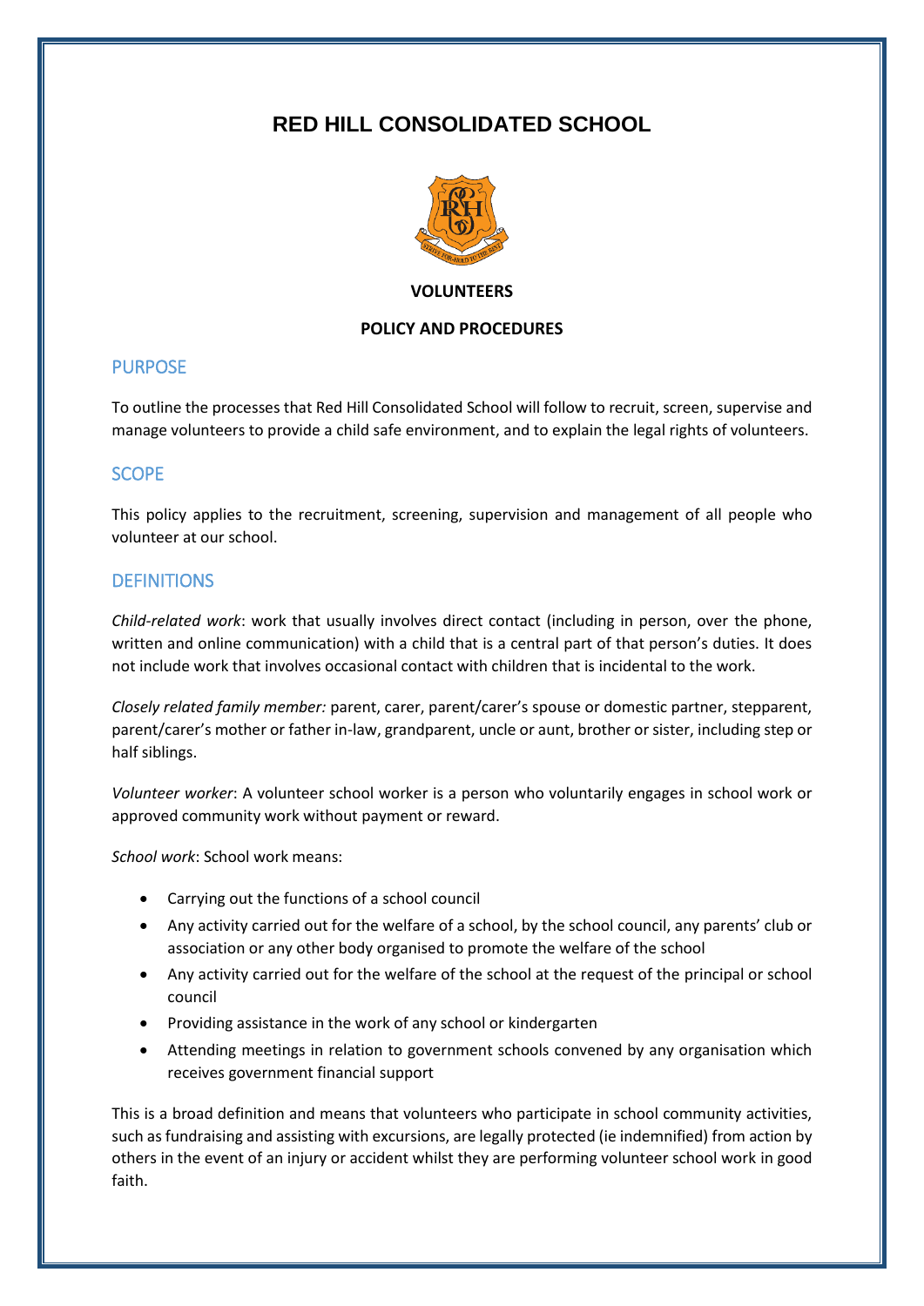# RED HILL CONSOLIDATED SCHOOL

**VOLUNTEERS**

**POLICY AND PROCEDURES**

## PURPOSE

To outline the processes that Red Hill Consolidated School will follow to recruit, screen, supervise and manage volunteers to provide a child safe environment, and to explain the legal rights of volunteers.

## SCOPE

This policy applies to the recruitment, screening, supervision and management of all people who volunteer at our school.

## DEFINITIONS

*Child-related work*: work that usually involves direct contact (including in person, over the phone, written and online communication) with a child that is a central part of that person's duties. It does not include work that involves occasional contact with children that is incidental to the work.

*Closely related family member:* parent, carer, parent/carer's spouse or domestic partner, stepparent, parent/carer's mother or father in-law, grandparent, uncle or aunt, brother or sister, including step or half siblings.

*Volunteer worker*: A volunteer school worker is a person who voluntarily engages in school work or approved community work without payment or reward.

*School work*: School work means:

- Carrying out the functions of a school council
- Any activity carried out for the welfare of a school, by the school council, any parents' club or association or any other body organised to promote the welfare of the school
- Any activity carried out for the welfare of the school at the request of the principal or school council
- Providing assistance in the work of any school or kindergarten
- Attending meetings in relation to government schools convened by any organisation which receives government financial support

This is a broad definition and means that volunteers who participate in school community activities, such as fundraising and assisting with excursions, are legally protected (ie indemnified) from action by others in the event of an injury or accident whilst they are performing volunteer school work in good faith.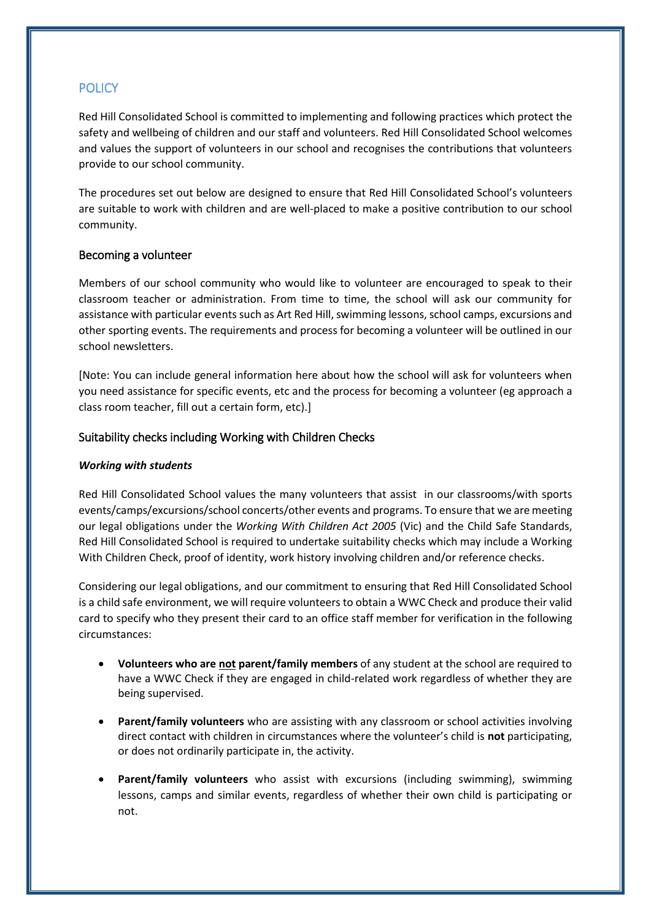## POLICY

Red Hill Consolidated School is committed to implementing and following practices which protect the safety and wellbeing of children and our staff and volunteers. Red Hill Consolidated School welcomes and values the support of volunteers in our school and recognises the contributions that volunteers provide to our school community.

The procedures set out below are designed to ensure that Red Hill Consolidated School's volunteers are suitable to work with children and are well-placed to make a positive contribution to our school community.

### Becoming a volunteer

Members of our school community who would like to volunteer are encouraged to speak to their classroom teacher or administration. From time to time, the school will ask our community for assistance with particular events such as Art Red Hill, swimming lessons, school camps, excursions and other sporting events. The requirements and process for becoming a volunteer will be outlined in our school newsletters.

[Note: You can include general information here about how the school will ask for volunteers when you need assistance for specific events, etc and the process for becoming a volunteer (eg approach a class room teacher, fill out a certain form, etc).]

### Suitability checks including Working with Children Checks

***Working with students***

Red Hill Consolidated School values the many volunteers that assist in our classrooms/with sports events/camps/excursions/school concerts/other events and programs. To ensure that we are meeting our legal obligations under the *Working With Children Act 2005* (Vic) and the Child Safe Standards, Red Hill Consolidated School is required to undertake suitability checks which may include a Working With Children Check, proof of identity, work history involving children and/or reference checks.

Considering our legal obligations, and our commitment to ensuring that Red Hill Consolidated School is a child safe environment, we will require volunteers to obtain a WWC Check and produce their valid card to specify who they present their card to an office staff member for verification in the following circumstances:

- **Volunteers who are <u>not</u> parent/family members** of any student at the school are required to have a WWC Check if they are engaged in child-related work regardless of whether they are being supervised.
- **Parent/family volunteers** who are assisting with any classroom or school activities involving direct contact with children in circumstances where the volunteer's child is **not** participating, or does not ordinarily participate in, the activity.
- **Parent/family volunteers** who assist with excursions (including swimming), swimming lessons, camps and similar events, regardless of whether their own child is participating or not.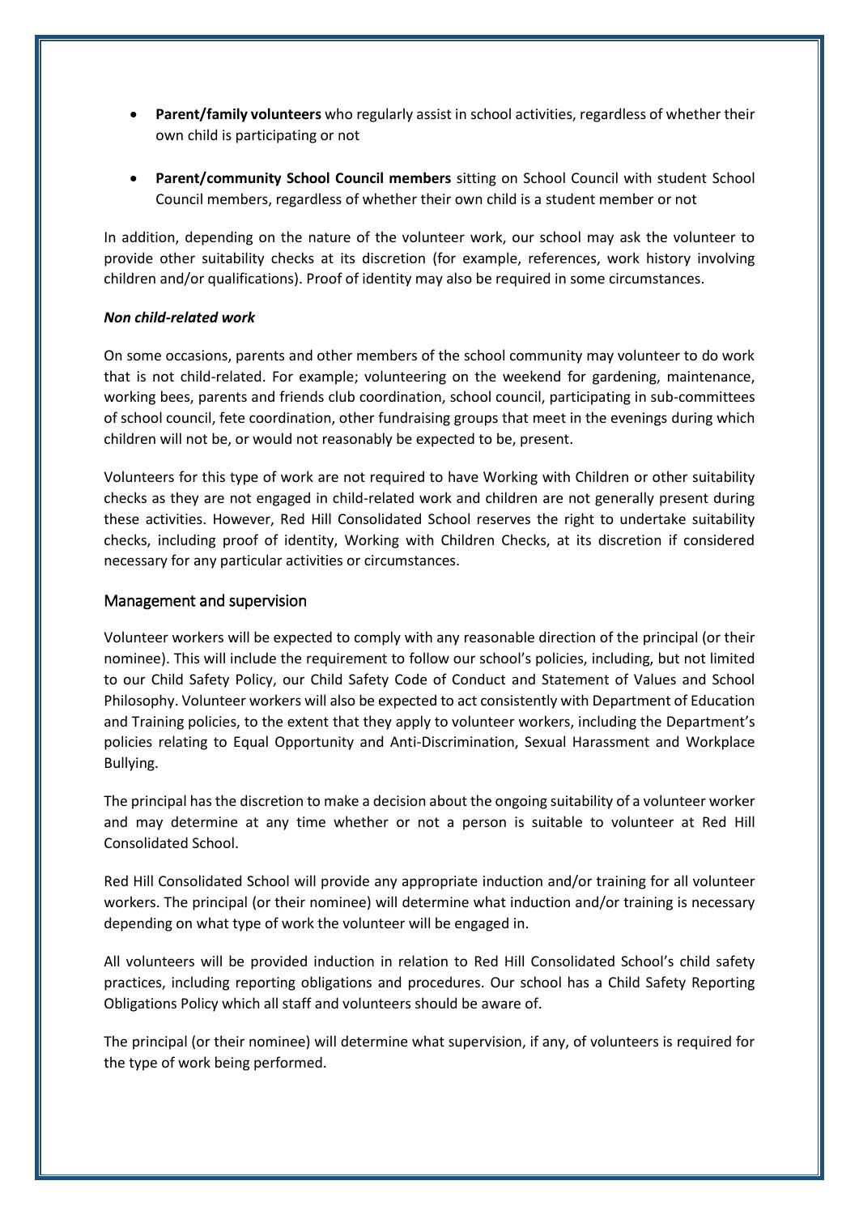- **Parent/family volunteers** who regularly assist in school activities, regardless of whether their own child is participating or not
- **Parent/community School Council members** sitting on School Council with student School Council members, regardless of whether their own child is a student member or not

In addition, depending on the nature of the volunteer work, our school may ask the volunteer to provide other suitability checks at its discretion (for example, references, work history involving children and/or qualifications). Proof of identity may also be required in some circumstances.

***Non child-related work***

On some occasions, parents and other members of the school community may volunteer to do work that is not child-related. For example; volunteering on the weekend for gardening, maintenance, working bees, parents and friends club coordination, school council, participating in sub-committees of school council, fete coordination, other fundraising groups that meet in the evenings during which children will not be, or would not reasonably be expected to be, present.

Volunteers for this type of work are not required to have Working with Children or other suitability checks as they are not engaged in child-related work and children are not generally present during these activities. However, Red Hill Consolidated School reserves the right to undertake suitability checks, including proof of identity, Working with Children Checks, at its discretion if considered necessary for any particular activities or circumstances.

## Management and supervision

Volunteer workers will be expected to comply with any reasonable direction of the principal (or their nominee). This will include the requirement to follow our school's policies, including, but not limited to our Child Safety Policy, our Child Safety Code of Conduct and Statement of Values and School Philosophy. Volunteer workers will also be expected to act consistently with Department of Education and Training policies, to the extent that they apply to volunteer workers, including the Department's policies relating to Equal Opportunity and Anti-Discrimination, Sexual Harassment and Workplace Bullying.

The principal has the discretion to make a decision about the ongoing suitability of a volunteer worker and may determine at any time whether or not a person is suitable to volunteer at Red Hill Consolidated School.

Red Hill Consolidated School will provide any appropriate induction and/or training for all volunteer workers. The principal (or their nominee) will determine what induction and/or training is necessary depending on what type of work the volunteer will be engaged in.

All volunteers will be provided induction in relation to Red Hill Consolidated School's child safety practices, including reporting obligations and procedures. Our school has a Child Safety Reporting Obligations Policy which all staff and volunteers should be aware of.

The principal (or their nominee) will determine what supervision, if any, of volunteers is required for the type of work being performed.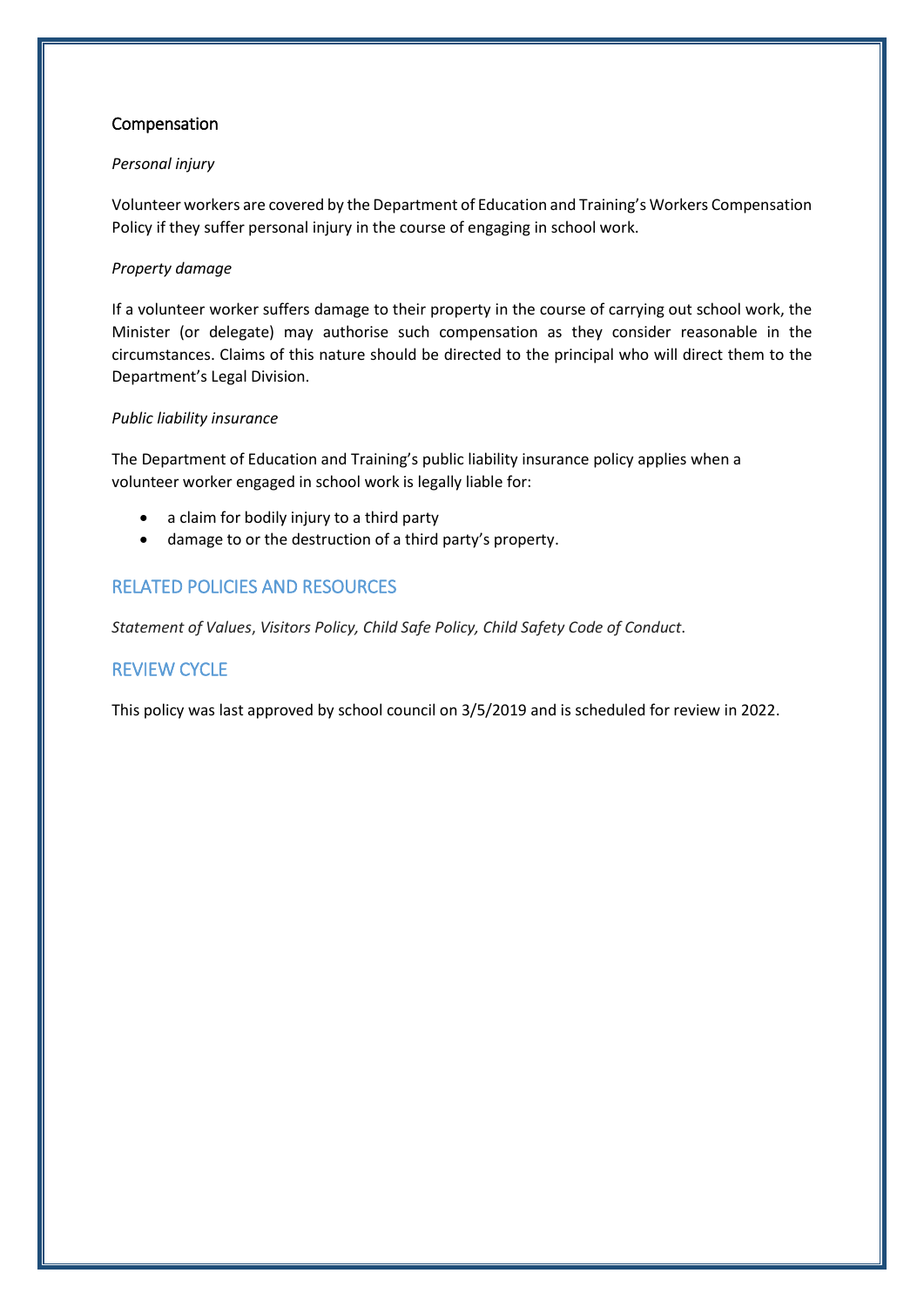### Compensation

*Personal injury*

Volunteer workers are covered by the Department of Education and Training's Workers Compensation Policy if they suffer personal injury in the course of engaging in school work.

*Property damage*

If a volunteer worker suffers damage to their property in the course of carrying out school work, the Minister (or delegate) may authorise such compensation as they consider reasonable in the circumstances. Claims of this nature should be directed to the principal who will direct them to the Department's Legal Division.

*Public liability insurance*

The Department of Education and Training's public liability insurance policy applies when a volunteer worker engaged in school work is legally liable for:

- a claim for bodily injury to a third party
- damage to or the destruction of a third party's property.

## RELATED POLICIES AND RESOURCES

*Statement of Values*, *Visitors Policy, Child Safe Policy, Child Safety Code of Conduct*.

## REVIEW CYCLE

This policy was last approved by school council on 3/5/2019 and is scheduled for review in 2022.